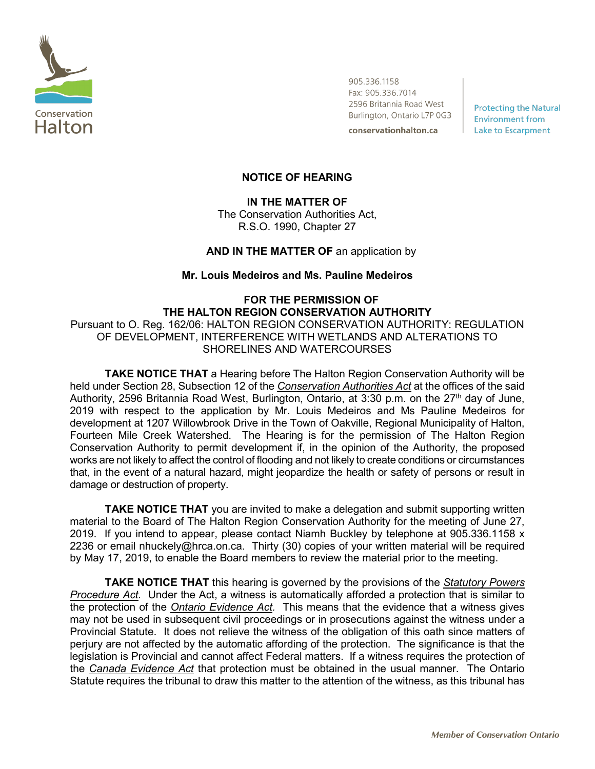905.336.1158
Fax: 905.336.7014
2596 Britannia Road West
Burlington, Ontario L7P 0G3
conservationhalton.ca

Protecting the Natural Environment from Lake to Escarpment

# NOTICE OF HEARING

**IN THE MATTER OF**
The Conservation Authorities Act,
R.S.O. 1990, Chapter 27

**AND IN THE MATTER OF** an application by

**Mr. Louis Medeiros and Ms. Pauline Medeiros**

**FOR THE PERMISSION OF THE HALTON REGION CONSERVATION AUTHORITY**
Pursuant to O. Reg. 162/06: HALTON REGION CONSERVATION AUTHORITY: REGULATION OF DEVELOPMENT, INTERFERENCE WITH WETLANDS AND ALTERATIONS TO SHORELINES AND WATERCOURSES

**TAKE NOTICE THAT** a Hearing before The Halton Region Conservation Authority will be held under Section 28, Subsection 12 of the *Conservation Authorities Act* at the offices of the said Authority, 2596 Britannia Road West, Burlington, Ontario, at 3:30 p.m. on the 27th day of June, 2019 with respect to the application by Mr. Louis Medeiros and Ms Pauline Medeiros for development at 1207 Willowbrook Drive in the Town of Oakville, Regional Municipality of Halton, Fourteen Mile Creek Watershed. The Hearing is for the permission of The Halton Region Conservation Authority to permit development if, in the opinion of the Authority, the proposed works are not likely to affect the control of flooding and not likely to create conditions or circumstances that, in the event of a natural hazard, might jeopardize the health or safety of persons or result in damage or destruction of property.

**TAKE NOTICE THAT** you are invited to make a delegation and submit supporting written material to the Board of The Halton Region Conservation Authority for the meeting of June 27, 2019. If you intend to appear, please contact Niamh Buckley by telephone at 905.336.1158 x 2236 or email nhuckely@hrca.on.ca. Thirty (30) copies of your written material will be required by May 17, 2019, to enable the Board members to review the material prior to the meeting.

**TAKE NOTICE THAT** this hearing is governed by the provisions of the *Statutory Powers Procedure Act*. Under the Act, a witness is automatically afforded a protection that is similar to the protection of the *Ontario Evidence Act.* This means that the evidence that a witness gives may not be used in subsequent civil proceedings or in prosecutions against the witness under a Provincial Statute. It does not relieve the witness of the obligation of this oath since matters of perjury are not affected by the automatic affording of the protection. The significance is that the legislation is Provincial and cannot affect Federal matters. If a witness requires the protection of the *Canada Evidence Act* that protection must be obtained in the usual manner. The Ontario Statute requires the tribunal to draw this matter to the attention of the witness, as this tribunal has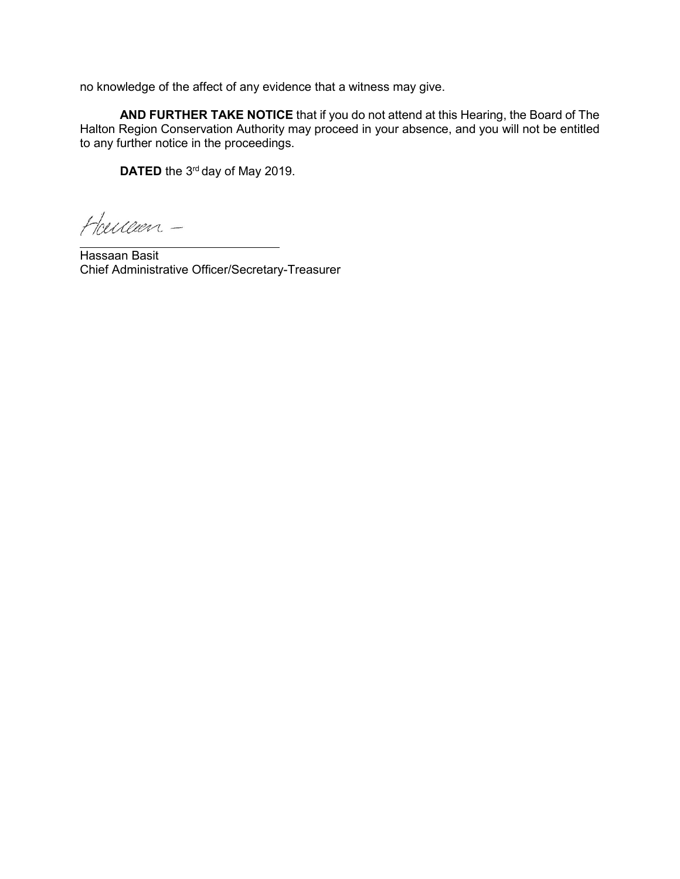no knowledge of the affect of any evidence that a witness may give.

**AND FURTHER TAKE NOTICE** that if you do not attend at this Hearing, the Board of The Halton Region Conservation Authority may proceed in your absence, and you will not be entitled to any further notice in the proceedings.

**DATED** the 3rd day of May 2019.

Hassaan Basit
Chief Administrative Officer/Secretary-Treasurer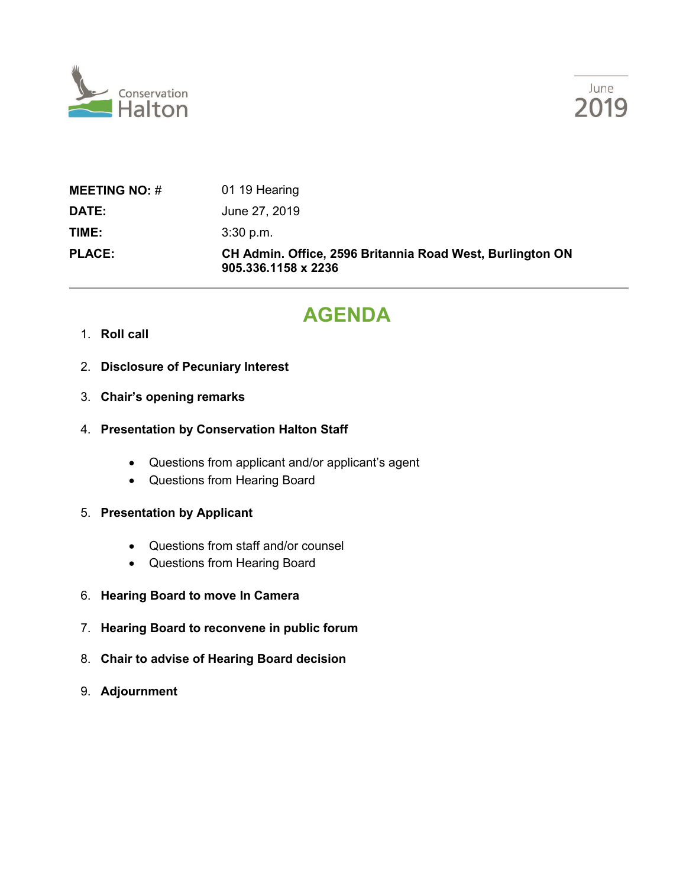Conservation Halton

June 2019

| | |
|---|---|
| **MEETING NO: #** | 01 19 Hearing |
| **DATE:** | June 27, 2019 |
| **TIME:** | 3:30 p.m. |
| **PLACE:** | **CH Admin. Office, 2596 Britannia Road West, Burlington ON 905.336.1158 x 2236** |

# AGENDA

1. **Roll call**

2. **Disclosure of Pecuniary Interest**

3. **Chair's opening remarks**

4. **Presentation by Conservation Halton Staff**
   - Questions from applicant and/or applicant's agent
   - Questions from Hearing Board

5. **Presentation by Applicant**
   - Questions from staff and/or counsel
   - Questions from Hearing Board

6. **Hearing Board to move In Camera**

7. **Hearing Board to reconvene in public forum**

8. **Chair to advise of Hearing Board decision**

9. **Adjournment**